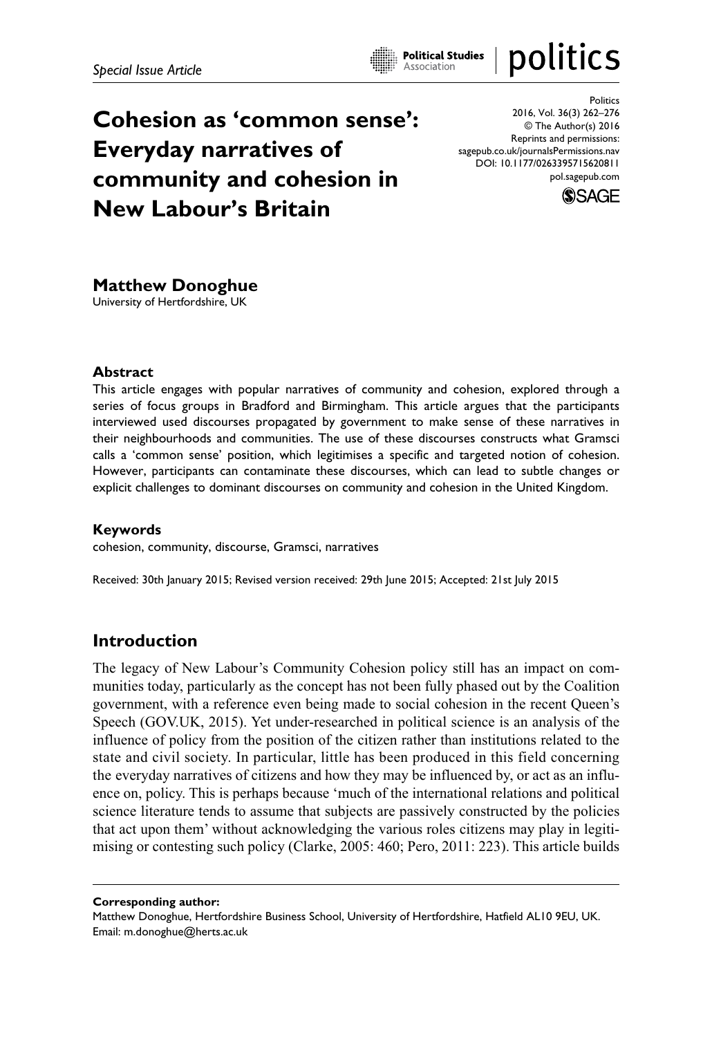*Special Issue Article*

# Cohesion as 'common sense': Everyday narratives of community and cohesion in New Labour's Britain

Politics
2016, Vol. 36(3) 262–276
© The Author(s) 2016
Reprints and permissions: sagepub.co.uk/journalsPermissions.nav
DOI: 10.1177/0263395715620811
pol.sagepub.com

**Matthew Donoghue**
University of Hertfordshire, UK

### Abstract

This article engages with popular narratives of community and cohesion, explored through a series of focus groups in Bradford and Birmingham. This article argues that the participants interviewed used discourses propagated by government to make sense of these narratives in their neighbourhoods and communities. The use of these discourses constructs what Gramsci calls a 'common sense' position, which legitimises a specific and targeted notion of cohesion. However, participants can contaminate these discourses, which can lead to subtle changes or explicit challenges to dominant discourses on community and cohesion in the United Kingdom.

### Keywords

cohesion, community, discourse, Gramsci, narratives

Received: 30th January 2015; Revised version received: 29th June 2015; Accepted: 21st July 2015

## Introduction

The legacy of New Labour's Community Cohesion policy still has an impact on communities today, particularly as the concept has not been fully phased out by the Coalition government, with a reference even being made to social cohesion in the recent Queen's Speech (GOV.UK, 2015). Yet under-researched in political science is an analysis of the influence of policy from the position of the citizen rather than institutions related to the state and civil society. In particular, little has been produced in this field concerning the everyday narratives of citizens and how they may be influenced by, or act as an influence on, policy. This is perhaps because 'much of the international relations and political science literature tends to assume that subjects are passively constructed by the policies that act upon them' without acknowledging the various roles citizens may play in legitimising or contesting such policy (Clarke, 2005: 460; Pero, 2011: 223). This article builds

**Corresponding author:**
Matthew Donoghue, Hertfordshire Business School, University of Hertfordshire, Hatfield AL10 9EU, UK.
Email: m.donoghue@herts.ac.uk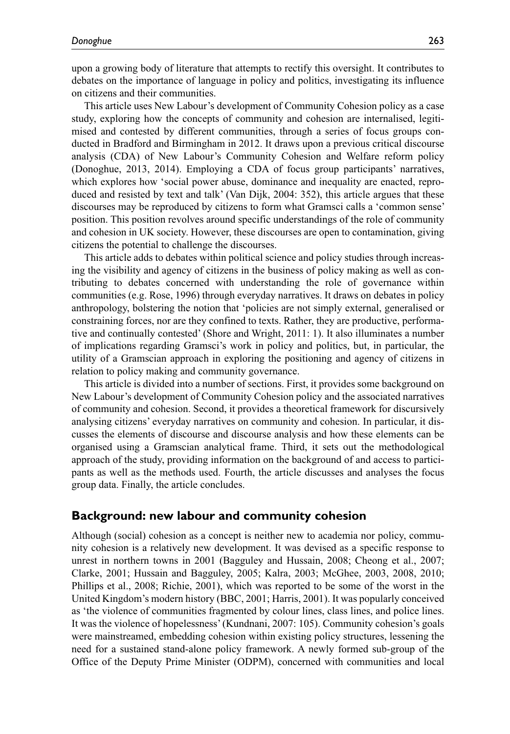upon a growing body of literature that attempts to rectify this oversight. It contributes to debates on the importance of language in policy and politics, investigating its influence on citizens and their communities.

This article uses New Labour's development of Community Cohesion policy as a case study, exploring how the concepts of community and cohesion are internalised, legitimised and contested by different communities, through a series of focus groups conducted in Bradford and Birmingham in 2012. It draws upon a previous critical discourse analysis (CDA) of New Labour's Community Cohesion and Welfare reform policy (Donoghue, 2013, 2014). Employing a CDA of focus group participants' narratives, which explores how 'social power abuse, dominance and inequality are enacted, reproduced and resisted by text and talk' (Van Dijk, 2004: 352), this article argues that these discourses may be reproduced by citizens to form what Gramsci calls a 'common sense' position. This position revolves around specific understandings of the role of community and cohesion in UK society. However, these discourses are open to contamination, giving citizens the potential to challenge the discourses.

This article adds to debates within political science and policy studies through increasing the visibility and agency of citizens in the business of policy making as well as contributing to debates concerned with understanding the role of governance within communities (e.g. Rose, 1996) through everyday narratives. It draws on debates in policy anthropology, bolstering the notion that 'policies are not simply external, generalised or constraining forces, nor are they confined to texts. Rather, they are productive, performative and continually contested' (Shore and Wright, 2011: 1). It also illuminates a number of implications regarding Gramsci's work in policy and politics, but, in particular, the utility of a Gramscian approach in exploring the positioning and agency of citizens in relation to policy making and community governance.

This article is divided into a number of sections. First, it provides some background on New Labour's development of Community Cohesion policy and the associated narratives of community and cohesion. Second, it provides a theoretical framework for discursively analysing citizens' everyday narratives on community and cohesion. In particular, it discusses the elements of discourse and discourse analysis and how these elements can be organised using a Gramscian analytical frame. Third, it sets out the methodological approach of the study, providing information on the background of and access to participants as well as the methods used. Fourth, the article discusses and analyses the focus group data. Finally, the article concludes.

## Background: new labour and community cohesion

Although (social) cohesion as a concept is neither new to academia nor policy, community cohesion is a relatively new development. It was devised as a specific response to unrest in northern towns in 2001 (Bagguley and Hussain, 2008; Cheong et al., 2007; Clarke, 2001; Hussain and Bagguley, 2005; Kalra, 2003; McGhee, 2003, 2008, 2010; Phillips et al., 2008; Richie, 2001), which was reported to be some of the worst in the United Kingdom's modern history (BBC, 2001; Harris, 2001). It was popularly conceived as 'the violence of communities fragmented by colour lines, class lines, and police lines. It was the violence of hopelessness' (Kundnani, 2007: 105). Community cohesion's goals were mainstreamed, embedding cohesion within existing policy structures, lessening the need for a sustained stand-alone policy framework. A newly formed sub-group of the Office of the Deputy Prime Minister (ODPM), concerned with communities and local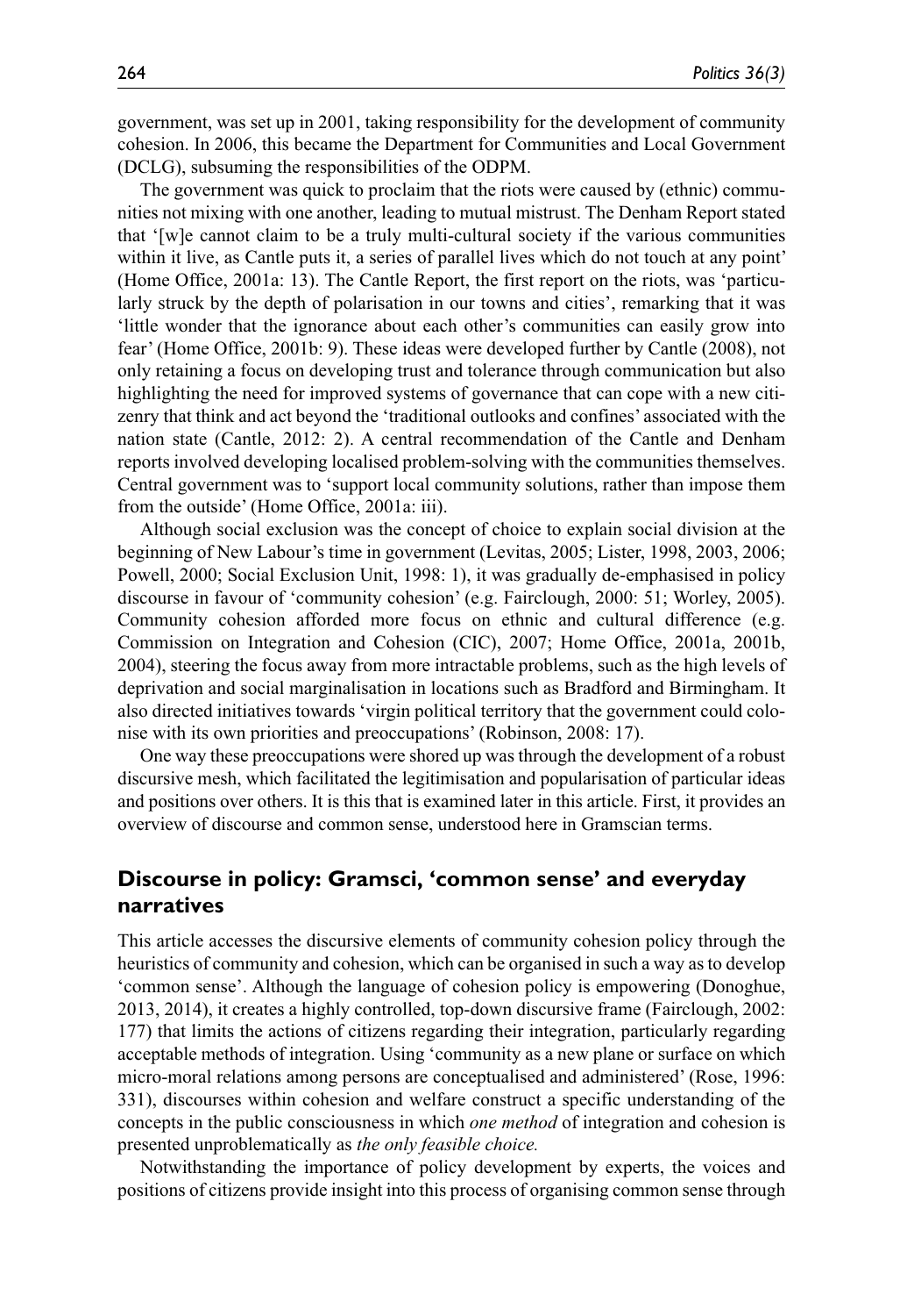government, was set up in 2001, taking responsibility for the development of community cohesion. In 2006, this became the Department for Communities and Local Government (DCLG), subsuming the responsibilities of the ODPM.

The government was quick to proclaim that the riots were caused by (ethnic) communities not mixing with one another, leading to mutual mistrust. The Denham Report stated that '[w]e cannot claim to be a truly multi-cultural society if the various communities within it live, as Cantle puts it, a series of parallel lives which do not touch at any point' (Home Office, 2001a: 13). The Cantle Report, the first report on the riots, was 'particularly struck by the depth of polarisation in our towns and cities', remarking that it was 'little wonder that the ignorance about each other's communities can easily grow into fear' (Home Office, 2001b: 9). These ideas were developed further by Cantle (2008), not only retaining a focus on developing trust and tolerance through communication but also highlighting the need for improved systems of governance that can cope with a new citizenry that think and act beyond the 'traditional outlooks and confines' associated with the nation state (Cantle, 2012: 2). A central recommendation of the Cantle and Denham reports involved developing localised problem-solving with the communities themselves. Central government was to 'support local community solutions, rather than impose them from the outside' (Home Office, 2001a: iii).

Although social exclusion was the concept of choice to explain social division at the beginning of New Labour's time in government (Levitas, 2005; Lister, 1998, 2003, 2006; Powell, 2000; Social Exclusion Unit, 1998: 1), it was gradually de-emphasised in policy discourse in favour of 'community cohesion' (e.g. Fairclough, 2000: 51; Worley, 2005). Community cohesion afforded more focus on ethnic and cultural difference (e.g. Commission on Integration and Cohesion (CIC), 2007; Home Office, 2001a, 2001b, 2004), steering the focus away from more intractable problems, such as the high levels of deprivation and social marginalisation in locations such as Bradford and Birmingham. It also directed initiatives towards 'virgin political territory that the government could colonise with its own priorities and preoccupations' (Robinson, 2008: 17).

One way these preoccupations were shored up was through the development of a robust discursive mesh, which facilitated the legitimisation and popularisation of particular ideas and positions over others. It is this that is examined later in this article. First, it provides an overview of discourse and common sense, understood here in Gramscian terms.

## Discourse in policy: Gramsci, 'common sense' and everyday narratives

This article accesses the discursive elements of community cohesion policy through the heuristics of community and cohesion, which can be organised in such a way as to develop 'common sense'. Although the language of cohesion policy is empowering (Donoghue, 2013, 2014), it creates a highly controlled, top-down discursive frame (Fairclough, 2002: 177) that limits the actions of citizens regarding their integration, particularly regarding acceptable methods of integration. Using 'community as a new plane or surface on which micro-moral relations among persons are conceptualised and administered' (Rose, 1996: 331), discourses within cohesion and welfare construct a specific understanding of the concepts in the public consciousness in which *one method* of integration and cohesion is presented unproblematically as *the only feasible choice.*

Notwithstanding the importance of policy development by experts, the voices and positions of citizens provide insight into this process of organising common sense through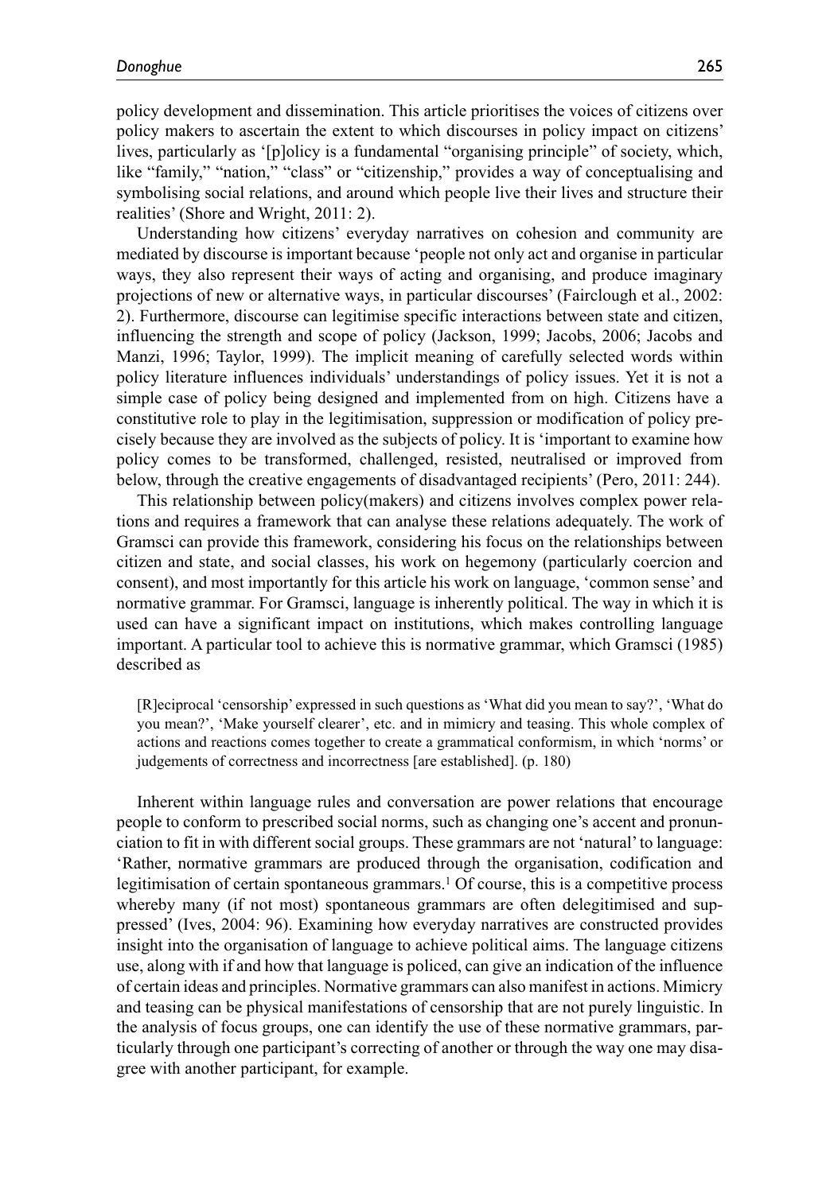policy development and dissemination. This article prioritises the voices of citizens over policy makers to ascertain the extent to which discourses in policy impact on citizens' lives, particularly as '[p]olicy is a fundamental "organising principle" of society, which, like "family," "nation," "class" or "citizenship," provides a way of conceptualising and symbolising social relations, and around which people live their lives and structure their realities' (Shore and Wright, 2011: 2).

Understanding how citizens' everyday narratives on cohesion and community are mediated by discourse is important because 'people not only act and organise in particular ways, they also represent their ways of acting and organising, and produce imaginary projections of new or alternative ways, in particular discourses' (Fairclough et al., 2002: 2). Furthermore, discourse can legitimise specific interactions between state and citizen, influencing the strength and scope of policy (Jackson, 1999; Jacobs, 2006; Jacobs and Manzi, 1996; Taylor, 1999). The implicit meaning of carefully selected words within policy literature influences individuals' understandings of policy issues. Yet it is not a simple case of policy being designed and implemented from on high. Citizens have a constitutive role to play in the legitimisation, suppression or modification of policy precisely because they are involved as the subjects of policy. It is 'important to examine how policy comes to be transformed, challenged, resisted, neutralised or improved from below, through the creative engagements of disadvantaged recipients' (Pero, 2011: 244).

This relationship between policy(makers) and citizens involves complex power relations and requires a framework that can analyse these relations adequately. The work of Gramsci can provide this framework, considering his focus on the relationships between citizen and state, and social classes, his work on hegemony (particularly coercion and consent), and most importantly for this article his work on language, 'common sense' and normative grammar. For Gramsci, language is inherently political. The way in which it is used can have a significant impact on institutions, which makes controlling language important. A particular tool to achieve this is normative grammar, which Gramsci (1985) described as

> [R]eciprocal 'censorship' expressed in such questions as 'What did you mean to say?', 'What do you mean?', 'Make yourself clearer', etc. and in mimicry and teasing. This whole complex of actions and reactions comes together to create a grammatical conformism, in which 'norms' or judgements of correctness and incorrectness [are established]. (p. 180)

Inherent within language rules and conversation are power relations that encourage people to conform to prescribed social norms, such as changing one's accent and pronunciation to fit in with different social groups. These grammars are not 'natural' to language: 'Rather, normative grammars are produced through the organisation, codification and legitimisation of certain spontaneous grammars.[1] Of course, this is a competitive process whereby many (if not most) spontaneous grammars are often delegitimised and suppressed' (Ives, 2004: 96). Examining how everyday narratives are constructed provides insight into the organisation of language to achieve political aims. The language citizens use, along with if and how that language is policed, can give an indication of the influence of certain ideas and principles. Normative grammars can also manifest in actions. Mimicry and teasing can be physical manifestations of censorship that are not purely linguistic. In the analysis of focus groups, one can identify the use of these normative grammars, particularly through one participant's correcting of another or through the way one may disagree with another participant, for example.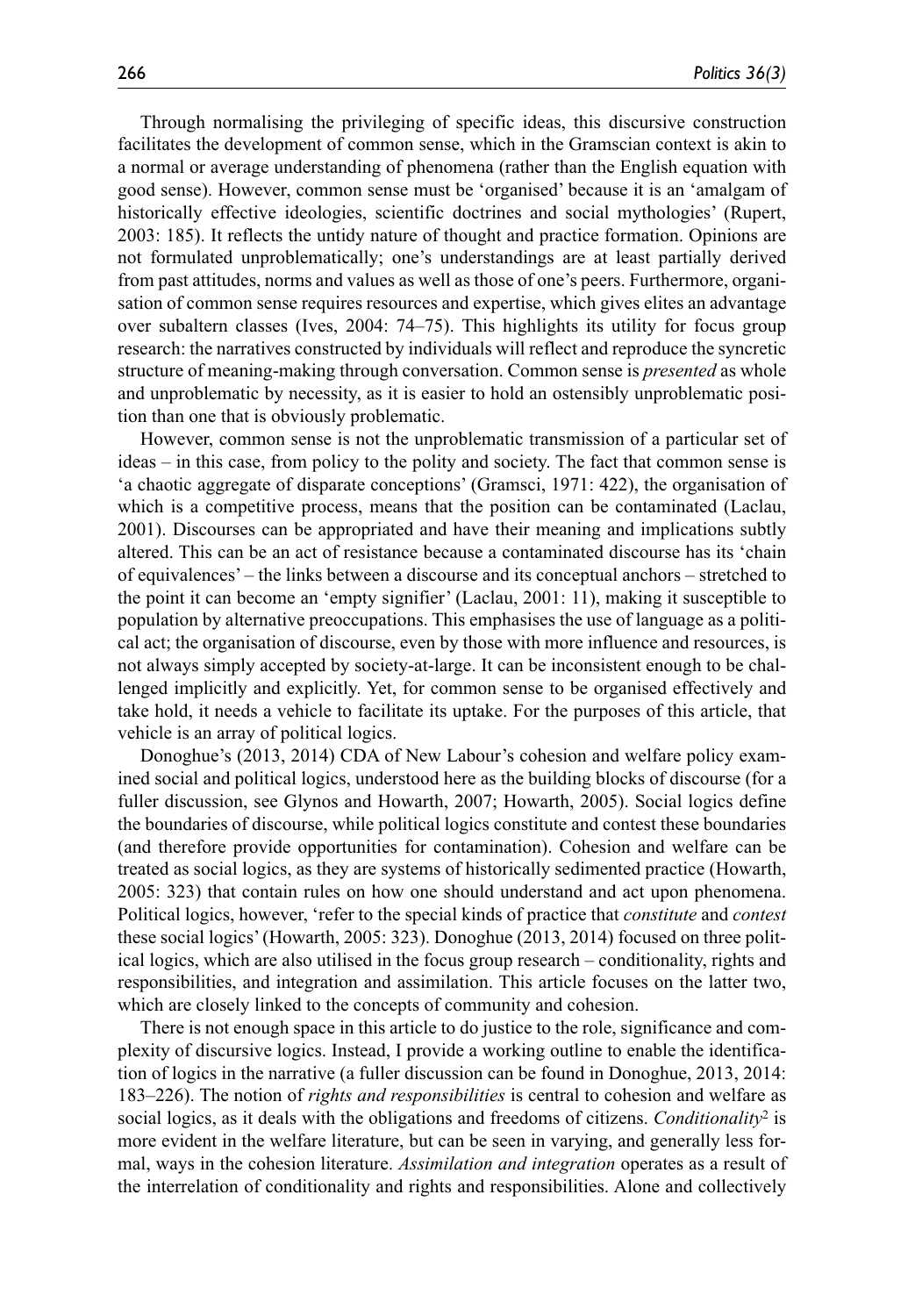Through normalising the privileging of specific ideas, this discursive construction facilitates the development of common sense, which in the Gramscian context is akin to a normal or average understanding of phenomena (rather than the English equation with good sense). However, common sense must be 'organised' because it is an 'amalgam of historically effective ideologies, scientific doctrines and social mythologies' (Rupert, 2003: 185). It reflects the untidy nature of thought and practice formation. Opinions are not formulated unproblematically; one's understandings are at least partially derived from past attitudes, norms and values as well as those of one's peers. Furthermore, organisation of common sense requires resources and expertise, which gives elites an advantage over subaltern classes (Ives, 2004: 74–75). This highlights its utility for focus group research: the narratives constructed by individuals will reflect and reproduce the syncretic structure of meaning-making through conversation. Common sense is *presented* as whole and unproblematic by necessity, as it is easier to hold an ostensibly unproblematic position than one that is obviously problematic.

However, common sense is not the unproblematic transmission of a particular set of ideas – in this case, from policy to the polity and society. The fact that common sense is 'a chaotic aggregate of disparate conceptions' (Gramsci, 1971: 422), the organisation of which is a competitive process, means that the position can be contaminated (Laclau, 2001). Discourses can be appropriated and have their meaning and implications subtly altered. This can be an act of resistance because a contaminated discourse has its 'chain of equivalences' – the links between a discourse and its conceptual anchors – stretched to the point it can become an 'empty signifier' (Laclau, 2001: 11), making it susceptible to population by alternative preoccupations. This emphasises the use of language as a political act; the organisation of discourse, even by those with more influence and resources, is not always simply accepted by society-at-large. It can be inconsistent enough to be challenged implicitly and explicitly. Yet, for common sense to be organised effectively and take hold, it needs a vehicle to facilitate its uptake. For the purposes of this article, that vehicle is an array of political logics.

Donoghue's (2013, 2014) CDA of New Labour's cohesion and welfare policy examined social and political logics, understood here as the building blocks of discourse (for a fuller discussion, see Glynos and Howarth, 2007; Howarth, 2005). Social logics define the boundaries of discourse, while political logics constitute and contest these boundaries (and therefore provide opportunities for contamination). Cohesion and welfare can be treated as social logics, as they are systems of historically sedimented practice (Howarth, 2005: 323) that contain rules on how one should understand and act upon phenomena. Political logics, however, 'refer to the special kinds of practice that *constitute* and *contest* these social logics' (Howarth, 2005: 323). Donoghue (2013, 2014) focused on three political logics, which are also utilised in the focus group research – conditionality, rights and responsibilities, and integration and assimilation. This article focuses on the latter two, which are closely linked to the concepts of community and cohesion.

There is not enough space in this article to do justice to the role, significance and complexity of discursive logics. Instead, I provide a working outline to enable the identification of logics in the narrative (a fuller discussion can be found in Donoghue, 2013, 2014: 183–226). The notion of *rights and responsibilities* is central to cohesion and welfare as social logics, as it deals with the obligations and freedoms of citizens. *Conditionality*[2] is more evident in the welfare literature, but can be seen in varying, and generally less formal, ways in the cohesion literature. *Assimilation and integration* operates as a result of the interrelation of conditionality and rights and responsibilities. Alone and collectively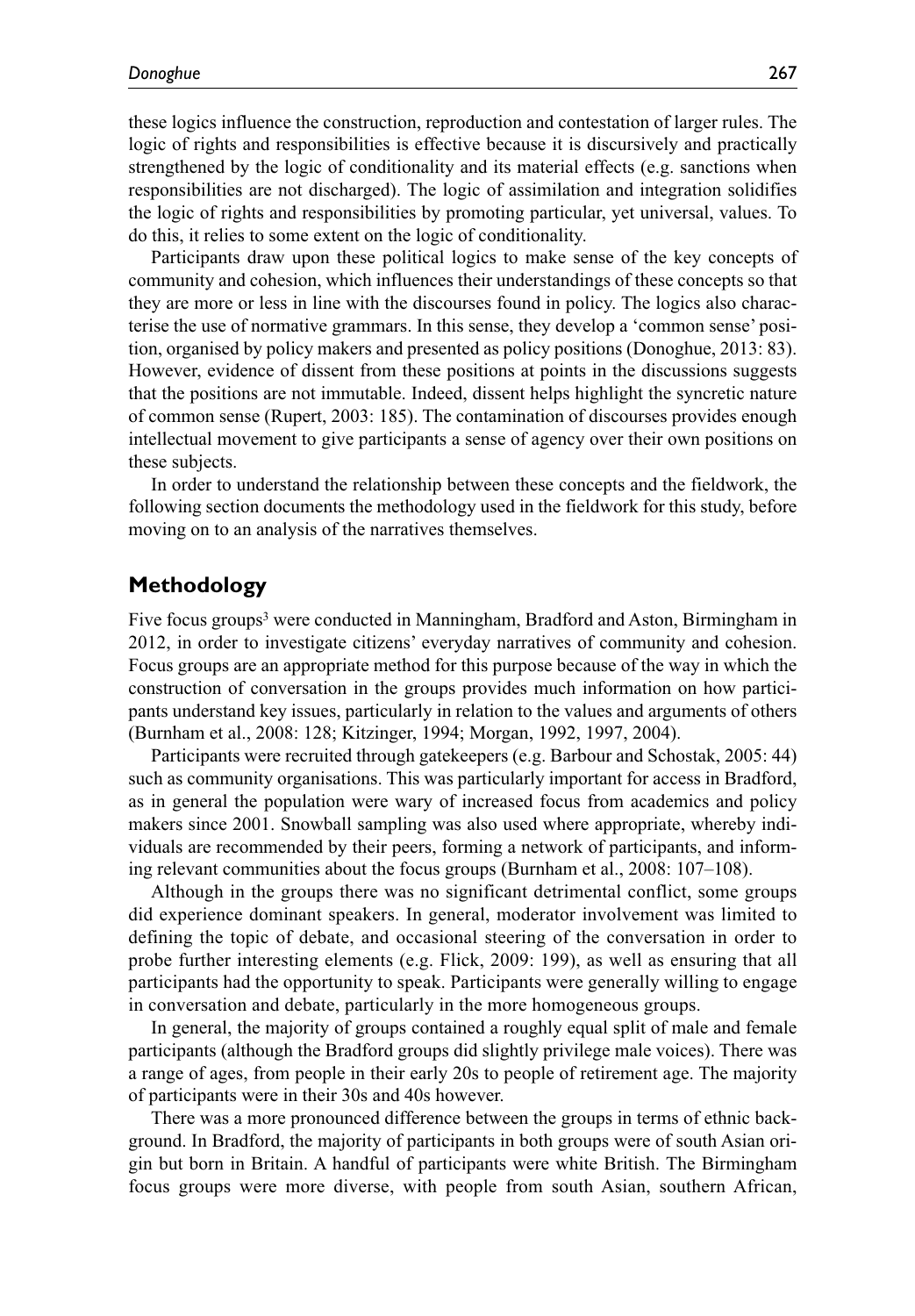these logics influence the construction, reproduction and contestation of larger rules. The logic of rights and responsibilities is effective because it is discursively and practically strengthened by the logic of conditionality and its material effects (e.g. sanctions when responsibilities are not discharged). The logic of assimilation and integration solidifies the logic of rights and responsibilities by promoting particular, yet universal, values. To do this, it relies to some extent on the logic of conditionality.

Participants draw upon these political logics to make sense of the key concepts of community and cohesion, which influences their understandings of these concepts so that they are more or less in line with the discourses found in policy. The logics also characterise the use of normative grammars. In this sense, they develop a 'common sense' position, organised by policy makers and presented as policy positions (Donoghue, 2013: 83). However, evidence of dissent from these positions at points in the discussions suggests that the positions are not immutable. Indeed, dissent helps highlight the syncretic nature of common sense (Rupert, 2003: 185). The contamination of discourses provides enough intellectual movement to give participants a sense of agency over their own positions on these subjects.

In order to understand the relationship between these concepts and the fieldwork, the following section documents the methodology used in the fieldwork for this study, before moving on to an analysis of the narratives themselves.

## Methodology

Five focus groups[3] were conducted in Manningham, Bradford and Aston, Birmingham in 2012, in order to investigate citizens' everyday narratives of community and cohesion. Focus groups are an appropriate method for this purpose because of the way in which the construction of conversation in the groups provides much information on how participants understand key issues, particularly in relation to the values and arguments of others (Burnham et al., 2008: 128; Kitzinger, 1994; Morgan, 1992, 1997, 2004).

Participants were recruited through gatekeepers (e.g. Barbour and Schostak, 2005: 44) such as community organisations. This was particularly important for access in Bradford, as in general the population were wary of increased focus from academics and policy makers since 2001. Snowball sampling was also used where appropriate, whereby individuals are recommended by their peers, forming a network of participants, and informing relevant communities about the focus groups (Burnham et al., 2008: 107–108).

Although in the groups there was no significant detrimental conflict, some groups did experience dominant speakers. In general, moderator involvement was limited to defining the topic of debate, and occasional steering of the conversation in order to probe further interesting elements (e.g. Flick, 2009: 199), as well as ensuring that all participants had the opportunity to speak. Participants were generally willing to engage in conversation and debate, particularly in the more homogeneous groups.

In general, the majority of groups contained a roughly equal split of male and female participants (although the Bradford groups did slightly privilege male voices). There was a range of ages, from people in their early 20s to people of retirement age. The majority of participants were in their 30s and 40s however.

There was a more pronounced difference between the groups in terms of ethnic background. In Bradford, the majority of participants in both groups were of south Asian origin but born in Britain. A handful of participants were white British. The Birmingham focus groups were more diverse, with people from south Asian, southern African,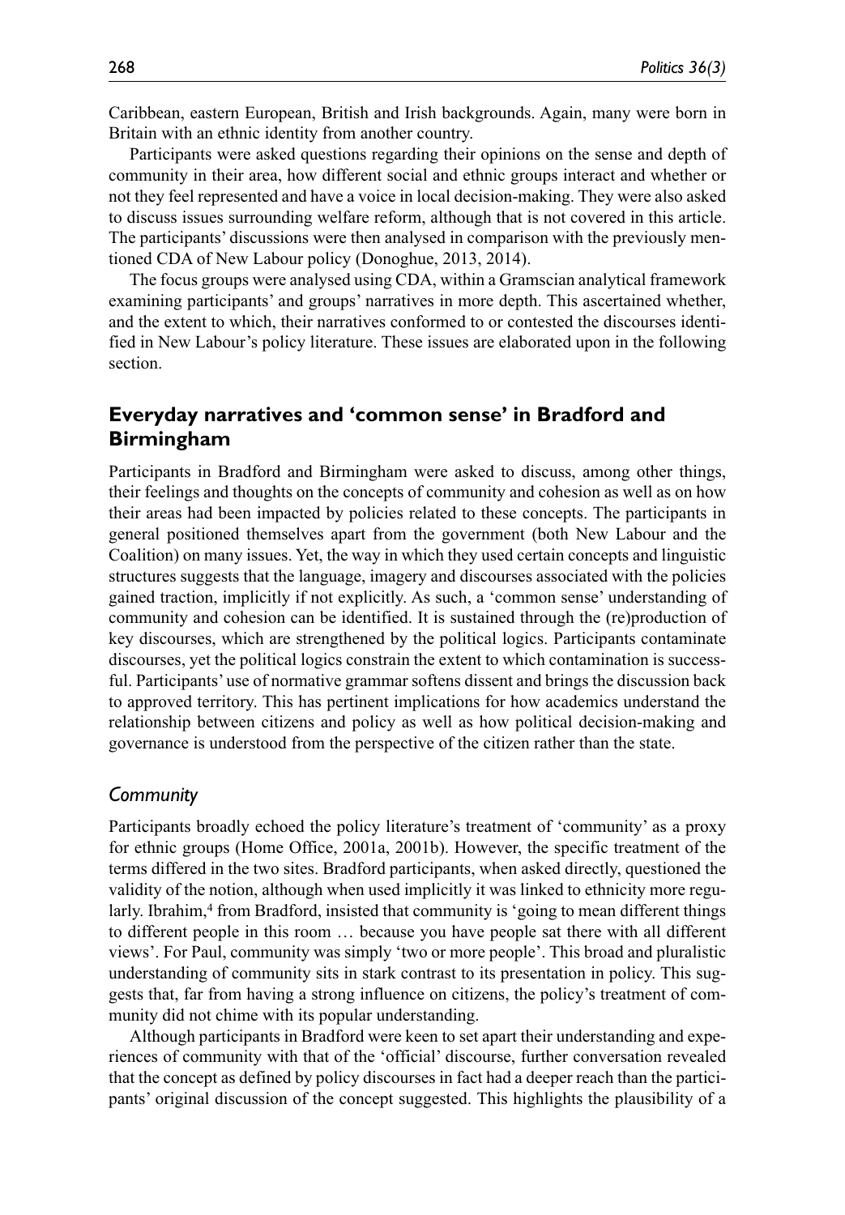Caribbean, eastern European, British and Irish backgrounds. Again, many were born in Britain with an ethnic identity from another country.

Participants were asked questions regarding their opinions on the sense and depth of community in their area, how different social and ethnic groups interact and whether or not they feel represented and have a voice in local decision-making. They were also asked to discuss issues surrounding welfare reform, although that is not covered in this article. The participants' discussions were then analysed in comparison with the previously mentioned CDA of New Labour policy (Donoghue, 2013, 2014).

The focus groups were analysed using CDA, within a Gramscian analytical framework examining participants' and groups' narratives in more depth. This ascertained whether, and the extent to which, their narratives conformed to or contested the discourses identified in New Labour's policy literature. These issues are elaborated upon in the following section.

## Everyday narratives and 'common sense' in Bradford and Birmingham

Participants in Bradford and Birmingham were asked to discuss, among other things, their feelings and thoughts on the concepts of community and cohesion as well as on how their areas had been impacted by policies related to these concepts. The participants in general positioned themselves apart from the government (both New Labour and the Coalition) on many issues. Yet, the way in which they used certain concepts and linguistic structures suggests that the language, imagery and discourses associated with the policies gained traction, implicitly if not explicitly. As such, a 'common sense' understanding of community and cohesion can be identified. It is sustained through the (re)production of key discourses, which are strengthened by the political logics. Participants contaminate discourses, yet the political logics constrain the extent to which contamination is successful. Participants' use of normative grammar softens dissent and brings the discussion back to approved territory. This has pertinent implications for how academics understand the relationship between citizens and policy as well as how political decision-making and governance is understood from the perspective of the citizen rather than the state.

### *Community*

Participants broadly echoed the policy literature's treatment of 'community' as a proxy for ethnic groups (Home Office, 2001a, 2001b). However, the specific treatment of the terms differed in the two sites. Bradford participants, when asked directly, questioned the validity of the notion, although when used implicitly it was linked to ethnicity more regularly. Ibrahim,[4] from Bradford, insisted that community is 'going to mean different things to different people in this room … because you have people sat there with all different views'. For Paul, community was simply 'two or more people'. This broad and pluralistic understanding of community sits in stark contrast to its presentation in policy. This suggests that, far from having a strong influence on citizens, the policy's treatment of community did not chime with its popular understanding.

Although participants in Bradford were keen to set apart their understanding and experiences of community with that of the 'official' discourse, further conversation revealed that the concept as defined by policy discourses in fact had a deeper reach than the participants' original discussion of the concept suggested. This highlights the plausibility of a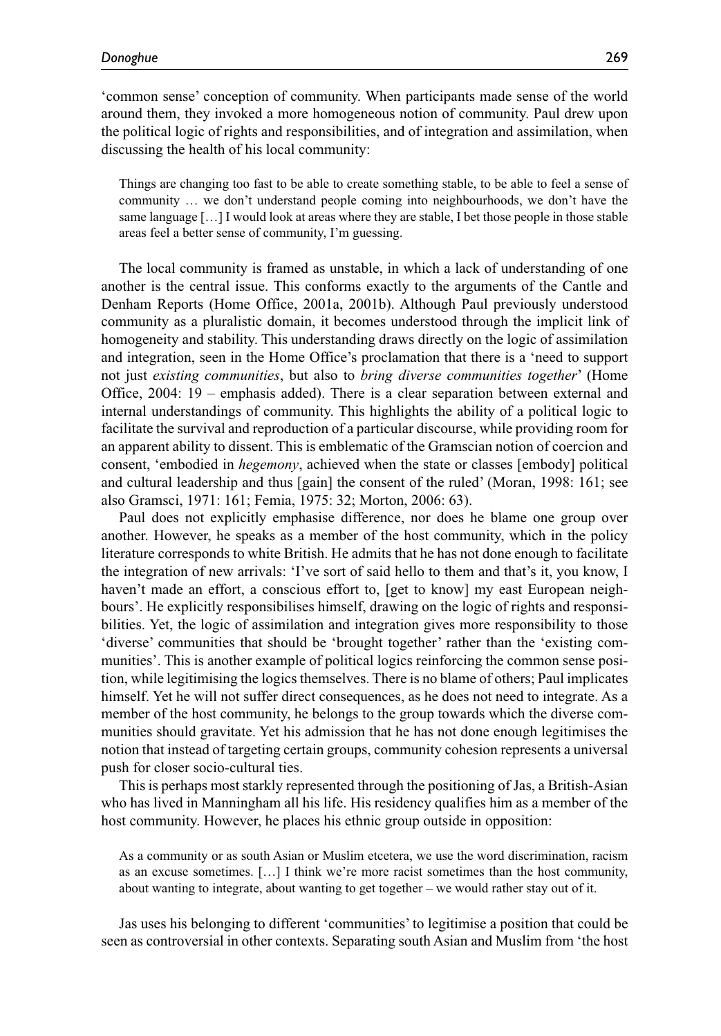'common sense' conception of community. When participants made sense of the world around them, they invoked a more homogeneous notion of community. Paul drew upon the political logic of rights and responsibilities, and of integration and assimilation, when discussing the health of his local community:

> Things are changing too fast to be able to create something stable, to be able to feel a sense of community … we don't understand people coming into neighbourhoods, we don't have the same language […] I would look at areas where they are stable, I bet those people in those stable areas feel a better sense of community, I'm guessing.

The local community is framed as unstable, in which a lack of understanding of one another is the central issue. This conforms exactly to the arguments of the Cantle and Denham Reports (Home Office, 2001a, 2001b). Although Paul previously understood community as a pluralistic domain, it becomes understood through the implicit link of homogeneity and stability. This understanding draws directly on the logic of assimilation and integration, seen in the Home Office's proclamation that there is a 'need to support not just *existing communities*, but also to *bring diverse communities together*' (Home Office, 2004: 19 – emphasis added). There is a clear separation between external and internal understandings of community. This highlights the ability of a political logic to facilitate the survival and reproduction of a particular discourse, while providing room for an apparent ability to dissent. This is emblematic of the Gramscian notion of coercion and consent, 'embodied in *hegemony*, achieved when the state or classes [embody] political and cultural leadership and thus [gain] the consent of the ruled' (Moran, 1998: 161; see also Gramsci, 1971: 161; Femia, 1975: 32; Morton, 2006: 63).

Paul does not explicitly emphasise difference, nor does he blame one group over another. However, he speaks as a member of the host community, which in the policy literature corresponds to white British. He admits that he has not done enough to facilitate the integration of new arrivals: 'I've sort of said hello to them and that's it, you know, I haven't made an effort, a conscious effort to, [get to know] my east European neighbours'. He explicitly responsibilises himself, drawing on the logic of rights and responsibilities. Yet, the logic of assimilation and integration gives more responsibility to those 'diverse' communities that should be 'brought together' rather than the 'existing communities'. This is another example of political logics reinforcing the common sense position, while legitimising the logics themselves. There is no blame of others; Paul implicates himself. Yet he will not suffer direct consequences, as he does not need to integrate. As a member of the host community, he belongs to the group towards which the diverse communities should gravitate. Yet his admission that he has not done enough legitimises the notion that instead of targeting certain groups, community cohesion represents a universal push for closer socio-cultural ties.

This is perhaps most starkly represented through the positioning of Jas, a British-Asian who has lived in Manningham all his life. His residency qualifies him as a member of the host community. However, he places his ethnic group outside in opposition:

> As a community or as south Asian or Muslim etcetera, we use the word discrimination, racism as an excuse sometimes. […] I think we're more racist sometimes than the host community, about wanting to integrate, about wanting to get together – we would rather stay out of it.

Jas uses his belonging to different 'communities' to legitimise a position that could be seen as controversial in other contexts. Separating south Asian and Muslim from 'the host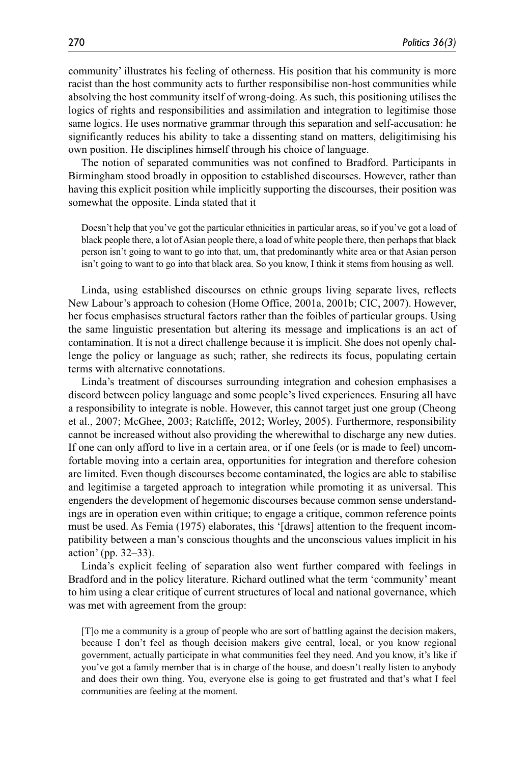community' illustrates his feeling of otherness. His position that his community is more racist than the host community acts to further responsibilise non-host communities while absolving the host community itself of wrong-doing. As such, this positioning utilises the logics of rights and responsibilities and assimilation and integration to legitimise those same logics. He uses normative grammar through this separation and self-accusation: he significantly reduces his ability to take a dissenting stand on matters, deligitimising his own position. He disciplines himself through his choice of language.

The notion of separated communities was not confined to Bradford. Participants in Birmingham stood broadly in opposition to established discourses. However, rather than having this explicit position while implicitly supporting the discourses, their position was somewhat the opposite. Linda stated that it

> Doesn't help that you've got the particular ethnicities in particular areas, so if you've got a load of black people there, a lot of Asian people there, a load of white people there, then perhaps that black person isn't going to want to go into that, um, that predominantly white area or that Asian person isn't going to want to go into that black area. So you know, I think it stems from housing as well.

Linda, using established discourses on ethnic groups living separate lives, reflects New Labour's approach to cohesion (Home Office, 2001a, 2001b; CIC, 2007). However, her focus emphasises structural factors rather than the foibles of particular groups. Using the same linguistic presentation but altering its message and implications is an act of contamination. It is not a direct challenge because it is implicit. She does not openly challenge the policy or language as such; rather, she redirects its focus, populating certain terms with alternative connotations.

Linda's treatment of discourses surrounding integration and cohesion emphasises a discord between policy language and some people's lived experiences. Ensuring all have a responsibility to integrate is noble. However, this cannot target just one group (Cheong et al., 2007; McGhee, 2003; Ratcliffe, 2012; Worley, 2005). Furthermore, responsibility cannot be increased without also providing the wherewithal to discharge any new duties. If one can only afford to live in a certain area, or if one feels (or is made to feel) uncomfortable moving into a certain area, opportunities for integration and therefore cohesion are limited. Even though discourses become contaminated, the logics are able to stabilise and legitimise a targeted approach to integration while promoting it as universal. This engenders the development of hegemonic discourses because common sense understandings are in operation even within critique; to engage a critique, common reference points must be used. As Femia (1975) elaborates, this '[draws] attention to the frequent incompatibility between a man's conscious thoughts and the unconscious values implicit in his action' (pp. 32–33).

Linda's explicit feeling of separation also went further compared with feelings in Bradford and in the policy literature. Richard outlined what the term 'community' meant to him using a clear critique of current structures of local and national governance, which was met with agreement from the group:

> [T]o me a community is a group of people who are sort of battling against the decision makers, because I don't feel as though decision makers give central, local, or you know regional government, actually participate in what communities feel they need. And you know, it's like if you've got a family member that is in charge of the house, and doesn't really listen to anybody and does their own thing. You, everyone else is going to get frustrated and that's what I feel communities are feeling at the moment.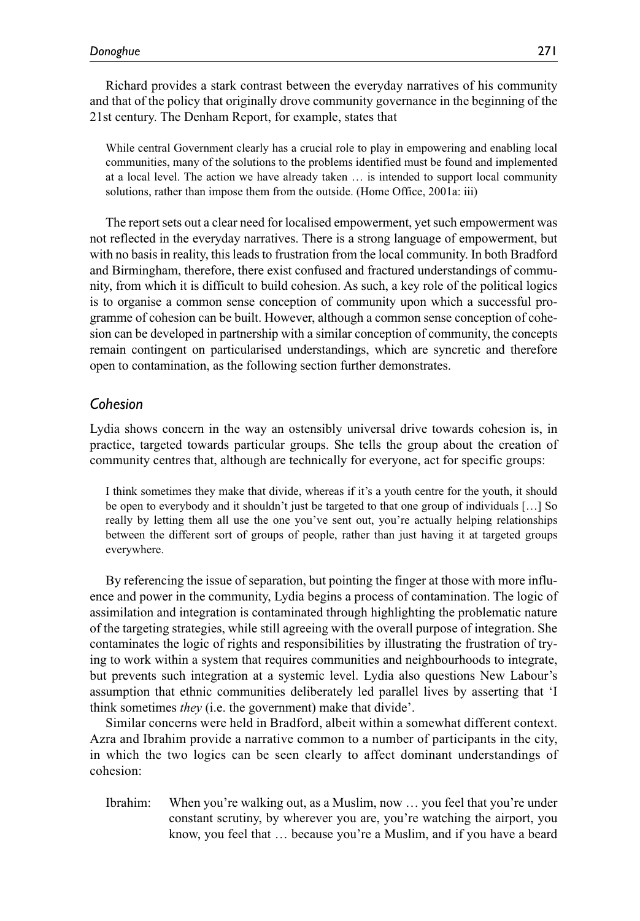Richard provides a stark contrast between the everyday narratives of his community and that of the policy that originally drove community governance in the beginning of the 21st century. The Denham Report, for example, states that

> While central Government clearly has a crucial role to play in empowering and enabling local communities, many of the solutions to the problems identified must be found and implemented at a local level. The action we have already taken … is intended to support local community solutions, rather than impose them from the outside. (Home Office, 2001a: iii)

The report sets out a clear need for localised empowerment, yet such empowerment was not reflected in the everyday narratives. There is a strong language of empowerment, but with no basis in reality, this leads to frustration from the local community. In both Bradford and Birmingham, therefore, there exist confused and fractured understandings of community, from which it is difficult to build cohesion. As such, a key role of the political logics is to organise a common sense conception of community upon which a successful programme of cohesion can be built. However, although a common sense conception of cohesion can be developed in partnership with a similar conception of community, the concepts remain contingent on particularised understandings, which are syncretic and therefore open to contamination, as the following section further demonstrates.

### *Cohesion*

Lydia shows concern in the way an ostensibly universal drive towards cohesion is, in practice, targeted towards particular groups. She tells the group about the creation of community centres that, although are technically for everyone, act for specific groups:

> I think sometimes they make that divide, whereas if it's a youth centre for the youth, it should be open to everybody and it shouldn't just be targeted to that one group of individuals […] So really by letting them all use the one you've sent out, you're actually helping relationships between the different sort of groups of people, rather than just having it at targeted groups everywhere.

By referencing the issue of separation, but pointing the finger at those with more influence and power in the community, Lydia begins a process of contamination. The logic of assimilation and integration is contaminated through highlighting the problematic nature of the targeting strategies, while still agreeing with the overall purpose of integration. She contaminates the logic of rights and responsibilities by illustrating the frustration of trying to work within a system that requires communities and neighbourhoods to integrate, but prevents such integration at a systemic level. Lydia also questions New Labour's assumption that ethnic communities deliberately led parallel lives by asserting that 'I think sometimes *they* (i.e. the government) make that divide'.

Similar concerns were held in Bradford, albeit within a somewhat different context. Azra and Ibrahim provide a narrative common to a number of participants in the city, in which the two logics can be seen clearly to affect dominant understandings of cohesion:

> Ibrahim: When you're walking out, as a Muslim, now … you feel that you're under constant scrutiny, by wherever you are, you're watching the airport, you know, you feel that … because you're a Muslim, and if you have a beard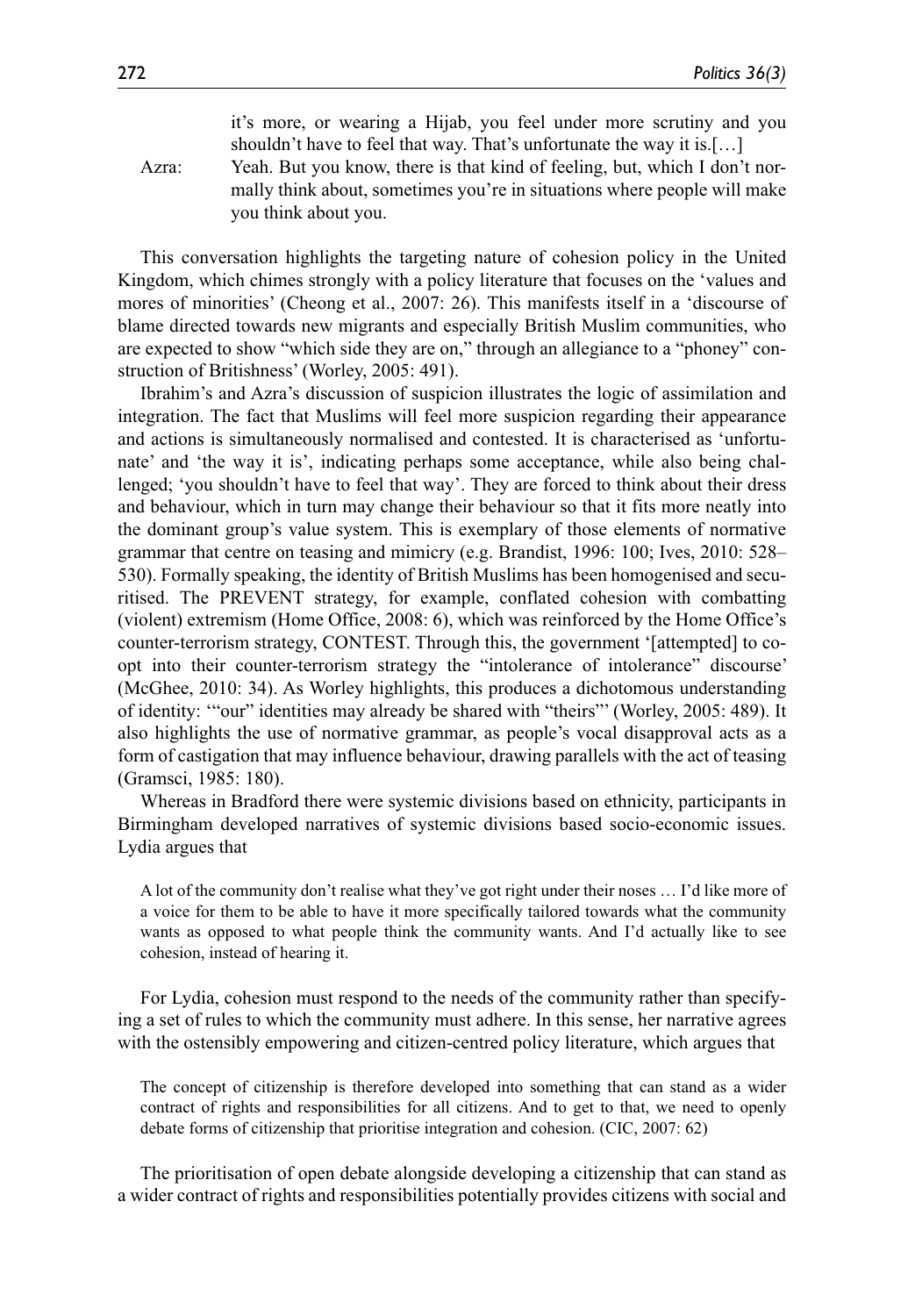it's more, or wearing a Hijab, you feel under more scrutiny and you shouldn't have to feel that way. That's unfortunate the way it is.[…]

Azra: Yeah. But you know, there is that kind of feeling, but, which I don't normally think about, sometimes you're in situations where people will make you think about you.

This conversation highlights the targeting nature of cohesion policy in the United Kingdom, which chimes strongly with a policy literature that focuses on the 'values and mores of minorities' (Cheong et al., 2007: 26). This manifests itself in a 'discourse of blame directed towards new migrants and especially British Muslim communities, who are expected to show "which side they are on," through an allegiance to a "phoney" construction of Britishness' (Worley, 2005: 491).

Ibrahim's and Azra's discussion of suspicion illustrates the logic of assimilation and integration. The fact that Muslims will feel more suspicion regarding their appearance and actions is simultaneously normalised and contested. It is characterised as 'unfortunate' and 'the way it is', indicating perhaps some acceptance, while also being challenged; 'you shouldn't have to feel that way'. They are forced to think about their dress and behaviour, which in turn may change their behaviour so that it fits more neatly into the dominant group's value system. This is exemplary of those elements of normative grammar that centre on teasing and mimicry (e.g. Brandist, 1996: 100; Ives, 2010: 528–530). Formally speaking, the identity of British Muslims has been homogenised and securitised. The PREVENT strategy, for example, conflated cohesion with combatting (violent) extremism (Home Office, 2008: 6), which was reinforced by the Home Office's counter-terrorism strategy, CONTEST. Through this, the government '[attempted] to co-opt into their counter-terrorism strategy the "intolerance of intolerance" discourse' (McGhee, 2010: 34). As Worley highlights, this produces a dichotomous understanding of identity: '"our" identities may already be shared with "theirs"' (Worley, 2005: 489). It also highlights the use of normative grammar, as people's vocal disapproval acts as a form of castigation that may influence behaviour, drawing parallels with the act of teasing (Gramsci, 1985: 180).

Whereas in Bradford there were systemic divisions based on ethnicity, participants in Birmingham developed narratives of systemic divisions based socio-economic issues. Lydia argues that

> A lot of the community don't realise what they've got right under their noses … I'd like more of a voice for them to be able to have it more specifically tailored towards what the community wants as opposed to what people think the community wants. And I'd actually like to see cohesion, instead of hearing it.

For Lydia, cohesion must respond to the needs of the community rather than specifying a set of rules to which the community must adhere. In this sense, her narrative agrees with the ostensibly empowering and citizen-centred policy literature, which argues that

> The concept of citizenship is therefore developed into something that can stand as a wider contract of rights and responsibilities for all citizens. And to get to that, we need to openly debate forms of citizenship that prioritise integration and cohesion. (CIC, 2007: 62)

The prioritisation of open debate alongside developing a citizenship that can stand as a wider contract of rights and responsibilities potentially provides citizens with social and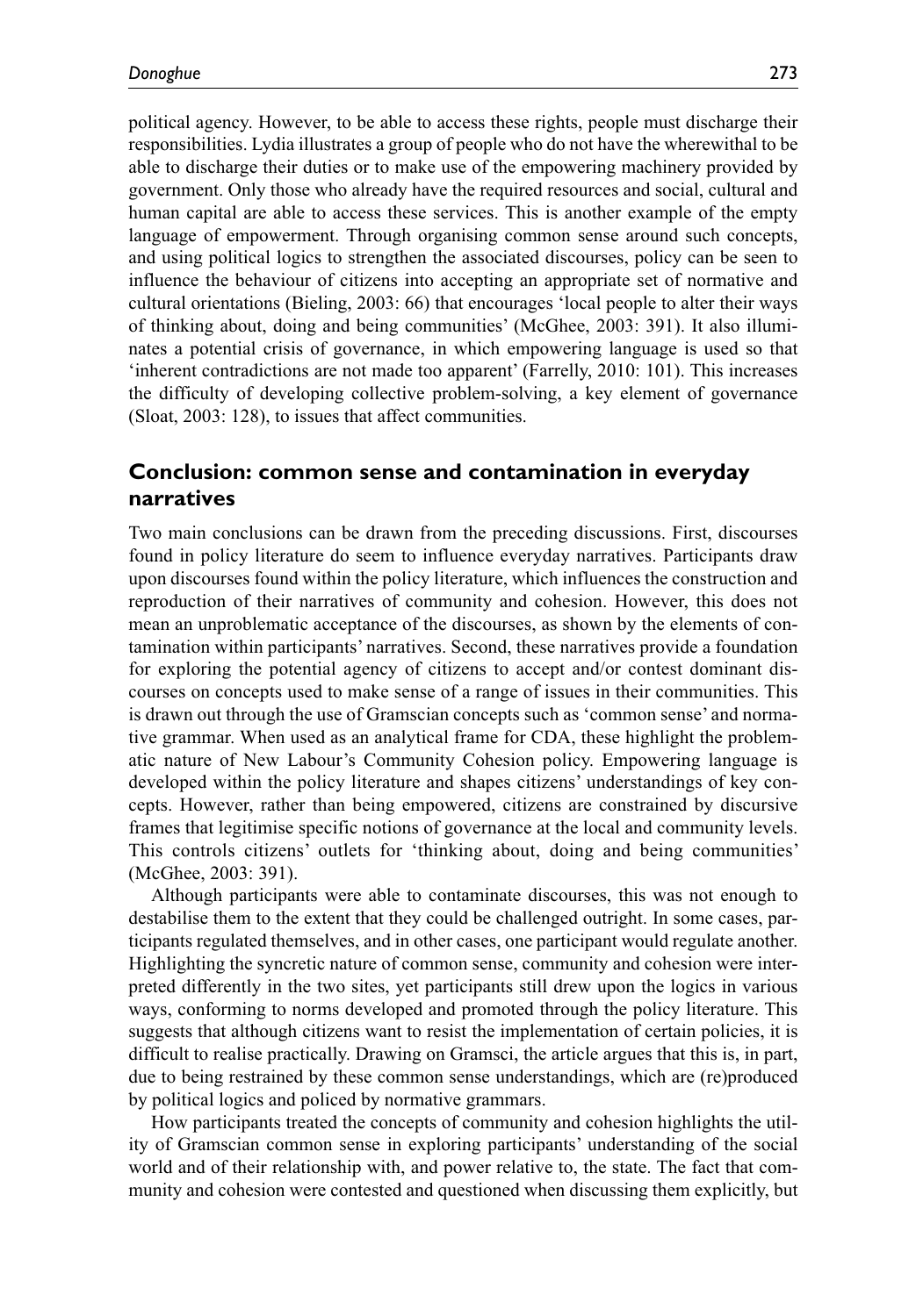political agency. However, to be able to access these rights, people must discharge their responsibilities. Lydia illustrates a group of people who do not have the wherewithal to be able to discharge their duties or to make use of the empowering machinery provided by government. Only those who already have the required resources and social, cultural and human capital are able to access these services. This is another example of the empty language of empowerment. Through organising common sense around such concepts, and using political logics to strengthen the associated discourses, policy can be seen to influence the behaviour of citizens into accepting an appropriate set of normative and cultural orientations (Bieling, 2003: 66) that encourages 'local people to alter their ways of thinking about, doing and being communities' (McGhee, 2003: 391). It also illuminates a potential crisis of governance, in which empowering language is used so that 'inherent contradictions are not made too apparent' (Farrelly, 2010: 101). This increases the difficulty of developing collective problem-solving, a key element of governance (Sloat, 2003: 128), to issues that affect communities.

## Conclusion: common sense and contamination in everyday narratives

Two main conclusions can be drawn from the preceding discussions. First, discourses found in policy literature do seem to influence everyday narratives. Participants draw upon discourses found within the policy literature, which influences the construction and reproduction of their narratives of community and cohesion. However, this does not mean an unproblematic acceptance of the discourses, as shown by the elements of contamination within participants' narratives. Second, these narratives provide a foundation for exploring the potential agency of citizens to accept and/or contest dominant discourses on concepts used to make sense of a range of issues in their communities. This is drawn out through the use of Gramscian concepts such as 'common sense' and normative grammar. When used as an analytical frame for CDA, these highlight the problematic nature of New Labour's Community Cohesion policy. Empowering language is developed within the policy literature and shapes citizens' understandings of key concepts. However, rather than being empowered, citizens are constrained by discursive frames that legitimise specific notions of governance at the local and community levels. This controls citizens' outlets for 'thinking about, doing and being communities' (McGhee, 2003: 391).

Although participants were able to contaminate discourses, this was not enough to destabilise them to the extent that they could be challenged outright. In some cases, participants regulated themselves, and in other cases, one participant would regulate another. Highlighting the syncretic nature of common sense, community and cohesion were interpreted differently in the two sites, yet participants still drew upon the logics in various ways, conforming to norms developed and promoted through the policy literature. This suggests that although citizens want to resist the implementation of certain policies, it is difficult to realise practically. Drawing on Gramsci, the article argues that this is, in part, due to being restrained by these common sense understandings, which are (re)produced by political logics and policed by normative grammars.

How participants treated the concepts of community and cohesion highlights the utility of Gramscian common sense in exploring participants' understanding of the social world and of their relationship with, and power relative to, the state. The fact that community and cohesion were contested and questioned when discussing them explicitly, but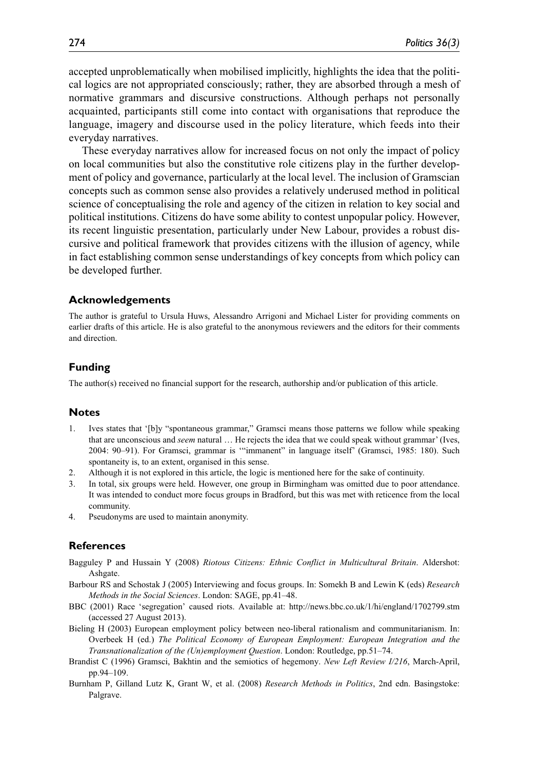accepted unproblematically when mobilised implicitly, highlights the idea that the political logics are not appropriated consciously; rather, they are absorbed through a mesh of normative grammars and discursive constructions. Although perhaps not personally acquainted, participants still come into contact with organisations that reproduce the language, imagery and discourse used in the policy literature, which feeds into their everyday narratives.

These everyday narratives allow for increased focus on not only the impact of policy on local communities but also the constitutive role citizens play in the further development of policy and governance, particularly at the local level. The inclusion of Gramscian concepts such as common sense also provides a relatively underused method in political science of conceptualising the role and agency of the citizen in relation to key social and political institutions. Citizens do have some ability to contest unpopular policy. However, its recent linguistic presentation, particularly under New Labour, provides a robust discursive and political framework that provides citizens with the illusion of agency, while in fact establishing common sense understandings of key concepts from which policy can be developed further.

## Acknowledgements

The author is grateful to Ursula Huws, Alessandro Arrigoni and Michael Lister for providing comments on earlier drafts of this article. He is also grateful to the anonymous reviewers and the editors for their comments and direction.

## Funding

The author(s) received no financial support for the research, authorship and/or publication of this article.

## Notes

1. Ives states that '[b]y "spontaneous grammar," Gramsci means those patterns we follow while speaking that are unconscious and *seem* natural … He rejects the idea that we could speak without grammar' (Ives, 2004: 90–91). For Gramsci, grammar is '"immanent" in language itself' (Gramsci, 1985: 180). Such spontaneity is, to an extent, organised in this sense.
2. Although it is not explored in this article, the logic is mentioned here for the sake of continuity.
3. In total, six groups were held. However, one group in Birmingham was omitted due to poor attendance. It was intended to conduct more focus groups in Bradford, but this was met with reticence from the local community.
4. Pseudonyms are used to maintain anonymity.

## References

Bagguley P and Hussain Y (2008) *Riotous Citizens: Ethnic Conflict in Multicultural Britain*. Aldershot: Ashgate.

Barbour RS and Schostak J (2005) Interviewing and focus groups. In: Somekh B and Lewin K (eds) *Research Methods in the Social Sciences*. London: SAGE, pp.41–48.

BBC (2001) Race 'segregation' caused riots. Available at: http://news.bbc.co.uk/1/hi/england/1702799.stm (accessed 27 August 2013).

Bieling H (2003) European employment policy between neo-liberal rationalism and communitarianism. In: Overbeek H (ed.) *The Political Economy of European Employment: European Integration and the Transnationalization of the (Un)employment Question*. London: Routledge, pp.51–74.

Brandist C (1996) Gramsci, Bakhtin and the semiotics of hegemony. *New Left Review I/216*, March-April, pp.94–109.

Burnham P, Gilland Lutz K, Grant W, et al. (2008) *Research Methods in Politics*, 2nd edn. Basingstoke: Palgrave.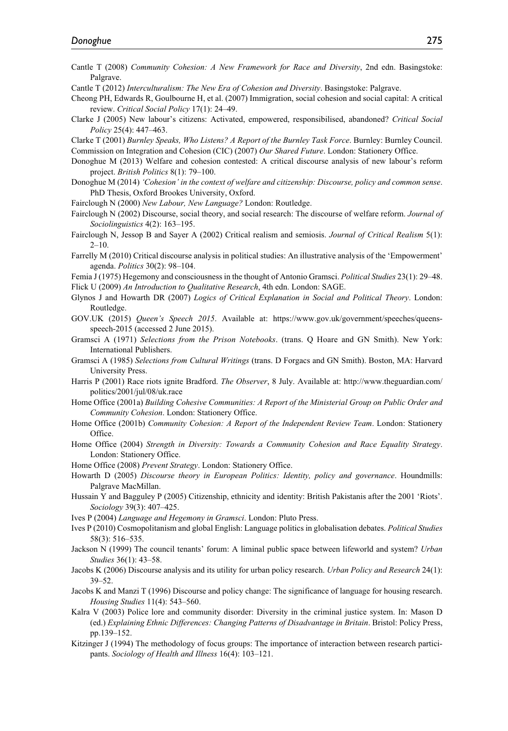Cantle T (2008) *Community Cohesion: A New Framework for Race and Diversity*, 2nd edn. Basingstoke: Palgrave.

Cantle T (2012) *Interculturalism: The New Era of Cohesion and Diversity*. Basingstoke: Palgrave.

Cheong PH, Edwards R, Goulbourne H, et al. (2007) Immigration, social cohesion and social capital: A critical review. *Critical Social Policy* 17(1): 24–49.

Clarke J (2005) New labour's citizens: Activated, empowered, responsibilised, abandoned? *Critical Social Policy* 25(4): 447–463.

Clarke T (2001) *Burnley Speaks, Who Listens? A Report of the Burnley Task Force*. Burnley: Burnley Council.

Commission on Integration and Cohesion (CIC) (2007) *Our Shared Future*. London: Stationery Office.

Donoghue M (2013) Welfare and cohesion contested: A critical discourse analysis of new labour's reform project. *British Politics* 8(1): 79–100.

Donoghue M (2014) *'Cohesion' in the context of welfare and citizenship: Discourse, policy and common sense*. PhD Thesis, Oxford Brookes University, Oxford.

Fairclough N (2000) *New Labour, New Language?* London: Routledge.

Fairclough N (2002) Discourse, social theory, and social research: The discourse of welfare reform. *Journal of Sociolinguistics* 4(2): 163–195.

Fairclough N, Jessop B and Sayer A (2002) Critical realism and semiosis. *Journal of Critical Realism* 5(1): 2–10.

Farrelly M (2010) Critical discourse analysis in political studies: An illustrative analysis of the 'Empowerment' agenda. *Politics* 30(2): 98–104.

Femia J (1975) Hegemony and consciousness in the thought of Antonio Gramsci. *Political Studies* 23(1): 29–48.

Flick U (2009) *An Introduction to Qualitative Research*, 4th edn. London: SAGE.

Glynos J and Howarth DR (2007) *Logics of Critical Explanation in Social and Political Theory*. London: Routledge.

GOV.UK (2015) *Queen's Speech 2015*. Available at: https://www.gov.uk/government/speeches/queens-speech-2015 (accessed 2 June 2015).

Gramsci A (1971) *Selections from the Prison Notebooks*. (trans. Q Hoare and GN Smith). New York: International Publishers.

Gramsci A (1985) *Selections from Cultural Writings* (trans. D Forgacs and GN Smith). Boston, MA: Harvard University Press.

Harris P (2001) Race riots ignite Bradford. *The Observer*, 8 July. Available at: http://www.theguardian.com/politics/2001/jul/08/uk.race

Home Office (2001a) *Building Cohesive Communities: A Report of the Ministerial Group on Public Order and Community Cohesion*. London: Stationery Office.

Home Office (2001b) *Community Cohesion: A Report of the Independent Review Team*. London: Stationery Office.

Home Office (2004) *Strength in Diversity: Towards a Community Cohesion and Race Equality Strategy*. London: Stationery Office.

Home Office (2008) *Prevent Strategy*. London: Stationery Office.

Howarth D (2005) *Discourse theory in European Politics: Identity, policy and governance*. Houndmills: Palgrave MacMillan.

Hussain Y and Bagguley P (2005) Citizenship, ethnicity and identity: British Pakistanis after the 2001 'Riots'. *Sociology* 39(3): 407–425.

Ives P (2004) *Language and Hegemony in Gramsci*. London: Pluto Press.

Ives P (2010) Cosmopolitanism and global English: Language politics in globalisation debates. *Political Studies* 58(3): 516–535.

Jackson N (1999) The council tenants' forum: A liminal public space between lifeworld and system? *Urban Studies* 36(1): 43–58.

Jacobs K (2006) Discourse analysis and its utility for urban policy research. *Urban Policy and Research* 24(1): 39–52.

Jacobs K and Manzi T (1996) Discourse and policy change: The significance of language for housing research. *Housing Studies* 11(4): 543–560.

Kalra V (2003) Police lore and community disorder: Diversity in the criminal justice system. In: Mason D (ed.) *Explaining Ethnic Differences: Changing Patterns of Disadvantage in Britain*. Bristol: Policy Press, pp.139–152.

Kitzinger J (1994) The methodology of focus groups: The importance of interaction between research participants. *Sociology of Health and Illness* 16(4): 103–121.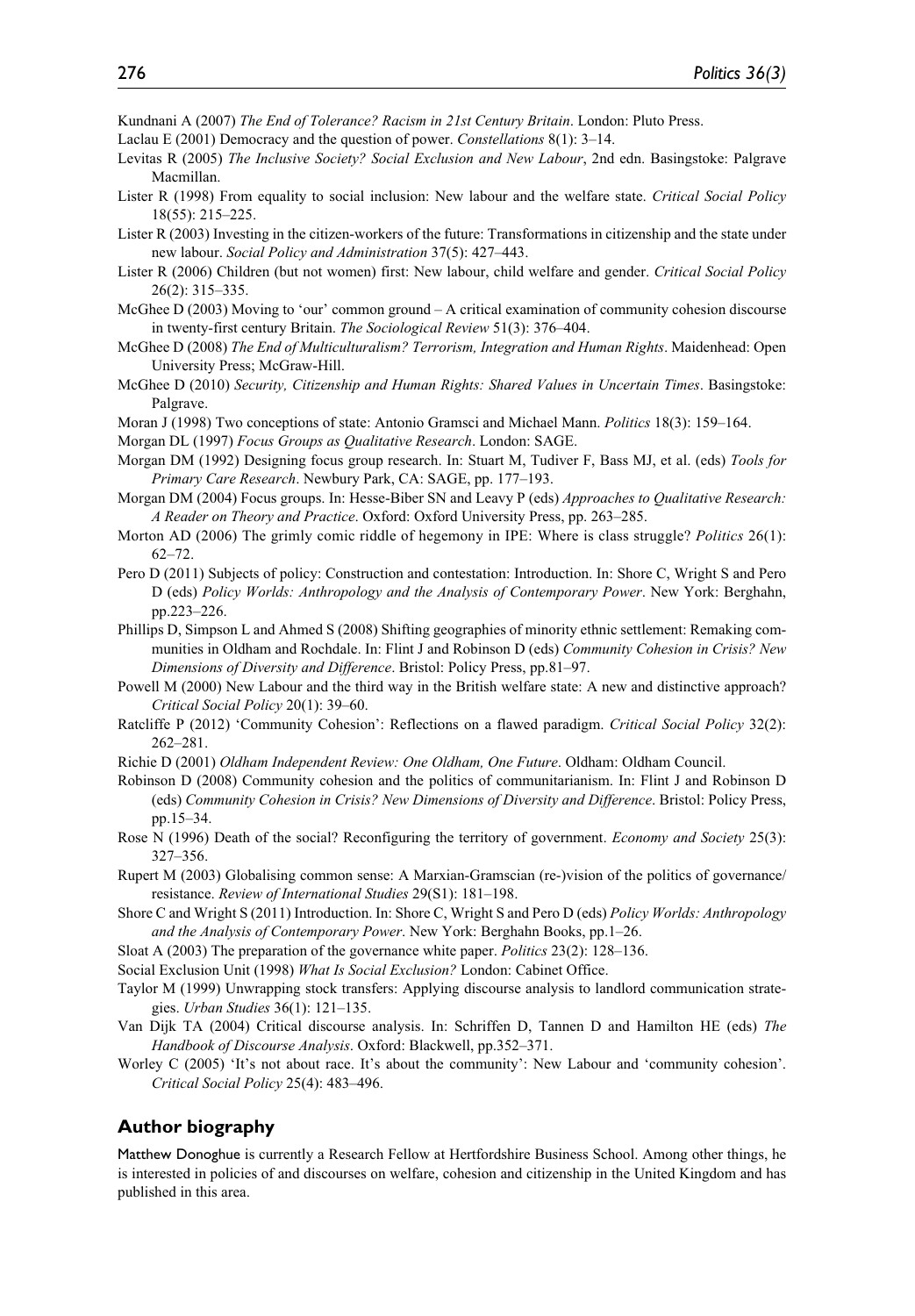Kundnani A (2007) *The End of Tolerance? Racism in 21st Century Britain*. London: Pluto Press.

Laclau E (2001) Democracy and the question of power. *Constellations* 8(1): 3–14.

Levitas R (2005) *The Inclusive Society? Social Exclusion and New Labour*, 2nd edn. Basingstoke: Palgrave Macmillan.

Lister R (1998) From equality to social inclusion: New labour and the welfare state. *Critical Social Policy* 18(55): 215–225.

Lister R (2003) Investing in the citizen-workers of the future: Transformations in citizenship and the state under new labour. *Social Policy and Administration* 37(5): 427–443.

Lister R (2006) Children (but not women) first: New labour, child welfare and gender. *Critical Social Policy* 26(2): 315–335.

McGhee D (2003) Moving to 'our' common ground – A critical examination of community cohesion discourse in twenty-first century Britain. *The Sociological Review* 51(3): 376–404.

McGhee D (2008) *The End of Multiculturalism? Terrorism, Integration and Human Rights*. Maidenhead: Open University Press; McGraw-Hill.

McGhee D (2010) *Security, Citizenship and Human Rights: Shared Values in Uncertain Times*. Basingstoke: Palgrave.

Moran J (1998) Two conceptions of state: Antonio Gramsci and Michael Mann. *Politics* 18(3): 159–164.

Morgan DL (1997) *Focus Groups as Qualitative Research*. London: SAGE.

Morgan DM (1992) Designing focus group research. In: Stuart M, Tudiver F, Bass MJ, et al. (eds) *Tools for Primary Care Research*. Newbury Park, CA: SAGE, pp. 177–193.

Morgan DM (2004) Focus groups. In: Hesse-Biber SN and Leavy P (eds) *Approaches to Qualitative Research: A Reader on Theory and Practice*. Oxford: Oxford University Press, pp. 263–285.

Morton AD (2006) The grimly comic riddle of hegemony in IPE: Where is class struggle? *Politics* 26(1): 62–72.

Pero D (2011) Subjects of policy: Construction and contestation: Introduction. In: Shore C, Wright S and Pero D (eds) *Policy Worlds: Anthropology and the Analysis of Contemporary Power*. New York: Berghahn, pp.223–226.

Phillips D, Simpson L and Ahmed S (2008) Shifting geographies of minority ethnic settlement: Remaking communities in Oldham and Rochdale. In: Flint J and Robinson D (eds) *Community Cohesion in Crisis? New Dimensions of Diversity and Difference*. Bristol: Policy Press, pp.81–97.

Powell M (2000) New Labour and the third way in the British welfare state: A new and distinctive approach? *Critical Social Policy* 20(1): 39–60.

Ratcliffe P (2012) 'Community Cohesion': Reflections on a flawed paradigm. *Critical Social Policy* 32(2): 262–281.

Richie D (2001) *Oldham Independent Review: One Oldham, One Future*. Oldham: Oldham Council.

Robinson D (2008) Community cohesion and the politics of communitarianism. In: Flint J and Robinson D (eds) *Community Cohesion in Crisis? New Dimensions of Diversity and Difference*. Bristol: Policy Press, pp.15–34.

Rose N (1996) Death of the social? Reconfiguring the territory of government. *Economy and Society* 25(3): 327–356.

Rupert M (2003) Globalising common sense: A Marxian-Gramscian (re-)vision of the politics of governance/resistance. *Review of International Studies* 29(S1): 181–198.

Shore C and Wright S (2011) Introduction. In: Shore C, Wright S and Pero D (eds) *Policy Worlds: Anthropology and the Analysis of Contemporary Power*. New York: Berghahn Books, pp.1–26.

Sloat A (2003) The preparation of the governance white paper. *Politics* 23(2): 128–136.

Social Exclusion Unit (1998) *What Is Social Exclusion?* London: Cabinet Office.

Taylor M (1999) Unwrapping stock transfers: Applying discourse analysis to landlord communication strategies. *Urban Studies* 36(1): 121–135.

Van Dijk TA (2004) Critical discourse analysis. In: Schriffen D, Tannen D and Hamilton HE (eds) *The Handbook of Discourse Analysis*. Oxford: Blackwell, pp.352–371.

Worley C (2005) 'It's not about race. It's about the community': New Labour and 'community cohesion'. *Critical Social Policy* 25(4): 483–496.

## Author biography

Matthew Donoghue is currently a Research Fellow at Hertfordshire Business School. Among other things, he is interested in policies of and discourses on welfare, cohesion and citizenship in the United Kingdom and has published in this area.